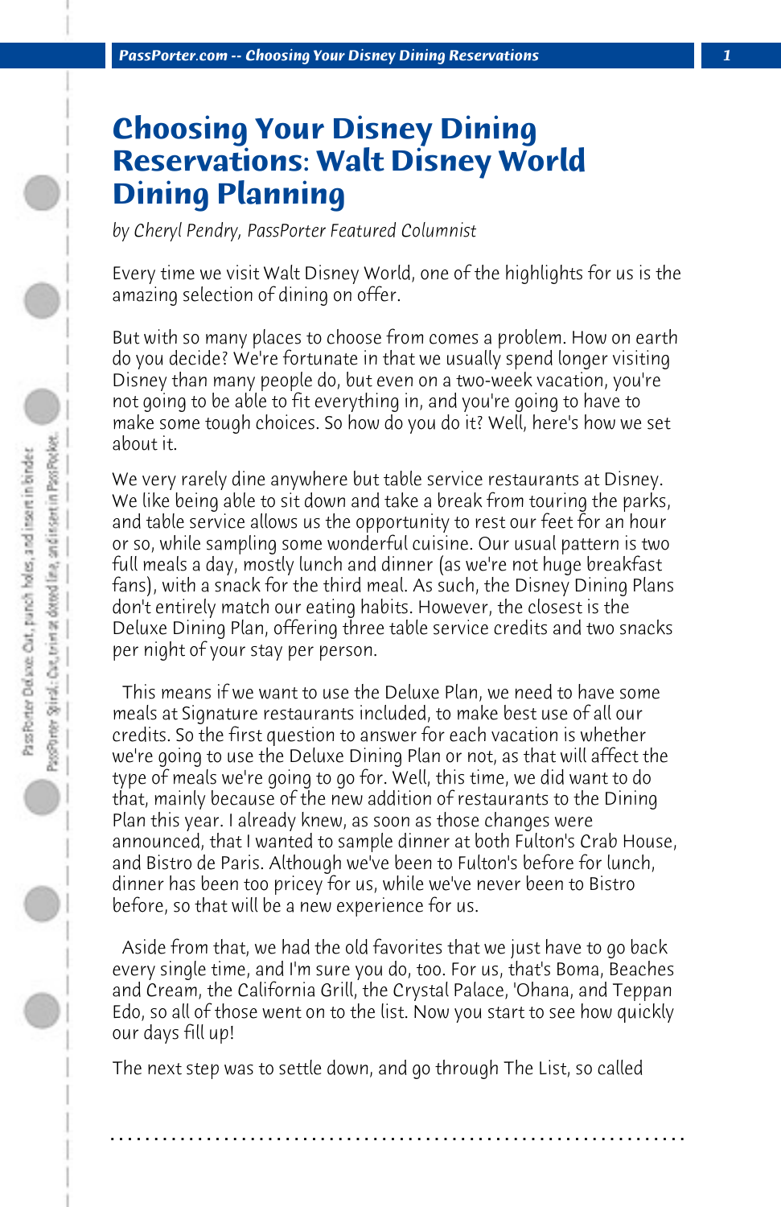# Choosing Your Disney Dining Reservations: Walt Disney World Dining Planning

*by Cheryl Pendry, PassPorter Featured Columnist*

Every time we visit Walt Disney World, one of the highlights for us is the amazing selection of dining on offer.

But with so many places to choose from comes a problem. How on earth do you decide? We're fortunate in that we usually spend longer visiting Disney than many people do, but even on a two-week vacation, you're not going to be able to fit everything in, and you're going to have to make some tough choices. So how do you do it? Well, here's how we set about it.

We very rarely dine anywhere but table service restaurants at Disney. We like being able to sit down and take a break from touring the parks, and table service allows us the opportunity to rest our feet for an hour or so, while sampling some wonderful cuisine. Our usual pattern is two full meals a day, mostly lunch and dinner (as we're not huge breakfast fans), with a snack for the third meal. As such, the Disney Dining Plans don't entirely match our eating habits. However, the closest is the Deluxe Dining Plan, offering three table service credits and two snacks per night of your stay per person.

This means if we want to use the Deluxe Plan, we need to have some meals at Signature restaurants included, to make best use of all our credits. So the first question to answer for each vacation is whether we're going to use the Deluxe Dining Plan or not, as that will affect the type of meals we're going to go for. Well, this time, we did want to do that, mainly because of the new addition of restaurants to the Dining Plan this year. I already knew, as soon as those changes were announced, that I wanted to sample dinner at both Fulton's Crab House, and Bistro de Paris. Although we've been to Fulton's before for lunch, dinner has been too pricey for us, while we've never been to Bistro before, so that will be a new experience for us.

Aside from that, we had the old favorites that we just have to go back every single time, and I'm sure you do, too. For us, that's Boma, Beaches and Cream, the California Grill, the Crystal Palace, 'Ohana, and Teppan Edo, so all of those went on to the list. Now you start to see how quickly our days fill up!

The next step was to settle down, and go through The List, so called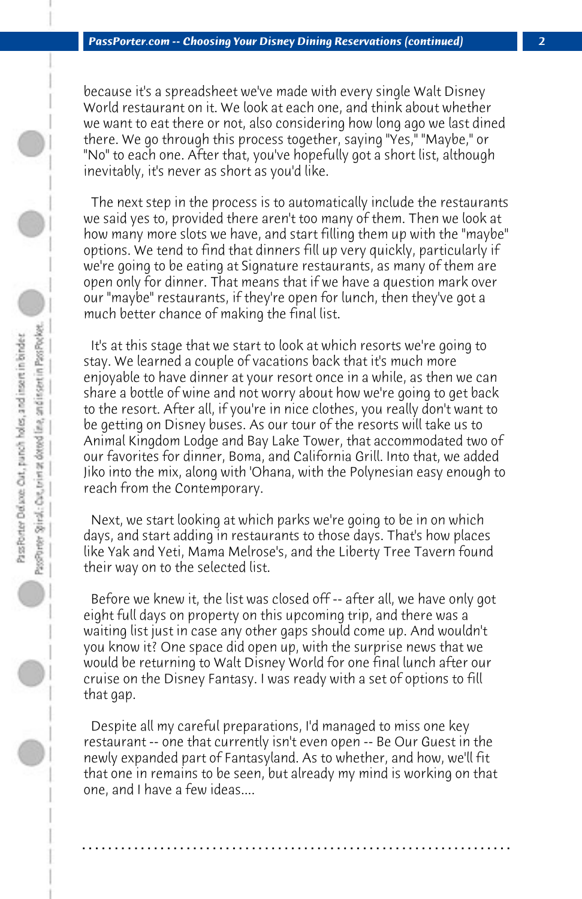because it's a spreadsheet we've made with every single Walt Disney World restaurant on it. We look at each one, and think about whether we want to eat there or not, also considering how long ago we last dined there. We go through this process together, saying "Yes," "Maybe," or "No" to each one. After that, you've hopefully got a short list, although inevitably, it's never as short as you'd like.

The next step in the process is to automatically include the restaurants we said yes to, provided there aren't too many of them. Then we look at how many more slots we have, and start filling them up with the "maybe" options. We tend to find that dinners fill up very quickly, particularly if we're going to be eating at Signature restaurants, as many of them are open only for dinner. That means that if we have a question mark over our "maybe" restaurants, if they're open for lunch, then they've got a much better chance of making the final list.

It's at this stage that we start to look at which resorts we're going to stay. We learned a couple of vacations back that it's much more enjoyable to have dinner at your resort once in a while, as then we can share a bottle of wine and not worry about how we're going to get back to the resort. After all, if you're in nice clothes, you really don't want to be getting on Disney buses. As our tour of the resorts will take us to Animal Kingdom Lodge and Bay Lake Tower, that accommodated two of our favorites for dinner, Boma, and California Grill. Into that, we added Jiko into the mix, along with 'Ohana, with the Polynesian easy enough to reach from the Contemporary.

Next, we start looking at which parks we're going to be in on which days, and start adding in restaurants to those days. That's how places like Yak and Yeti, Mama Melrose's, and the Liberty Tree Tavern found their way on to the selected list.

Before we knew it, the list was closed off -- after all, we have only got eight full days on property on this upcoming trip, and there was a waiting list just in case any other gaps should come up. And wouldn't you know it? One space did open up, with the surprise news that we would be returning to Walt Disney World for one final lunch after our cruise on the Disney Fantasy. I was ready with a set of options to fill that gap.

Despite all my careful preparations, I'd managed to miss one key restaurant -- one that currently isn't even open -- Be Our Guest in the newly expanded part of Fantasyland. As to whether, and how, we'll fit that one in remains to be seen, but already my mind is working on that one, and I have a few ideas....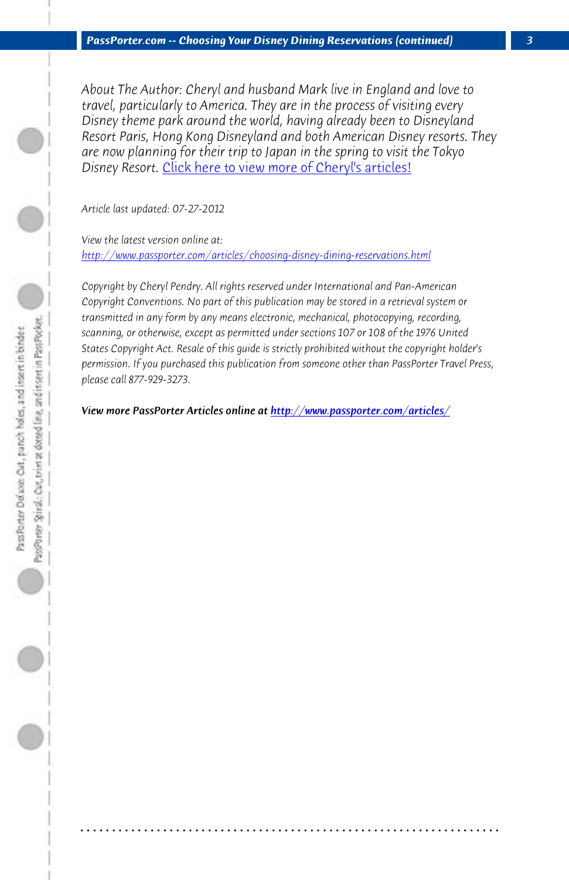*About The Author: Cheryl and husband Mark live in England and love to travel, particularly to America. They are in the process of visiting every Disney theme park around the world, having already been to Disneyland Resort Paris, Hong Kong Disneyland and both American Disney resorts. They are now planning for their trip to Japan in the spring to visit the Tokyo Disney Resort. Click here to view more of Cheryl's articles!*

*Article last updated: 07-27-2012*

*View the latest version online at:*
*http://www.passporter.com/articles/choosing-disney-dining-reservations.html*

*Copyright by Cheryl Pendry. All rights reserved under International and Pan-American Copyright Conventions. No part of this publication may be stored in a retrieval system or transmitted in any form by any means electronic, mechanical, photocopying, recording, scanning, or otherwise, except as permitted under sections 107 or 108 of the 1976 United States Copyright Act. Resale of this guide is strictly prohibited without the copyright holder's permission. If you purchased this publication from someone other than PassPorter Travel Press, please call 877-929-3273.*

***View more PassPorter Articles online at http://www.passporter.com/articles/***